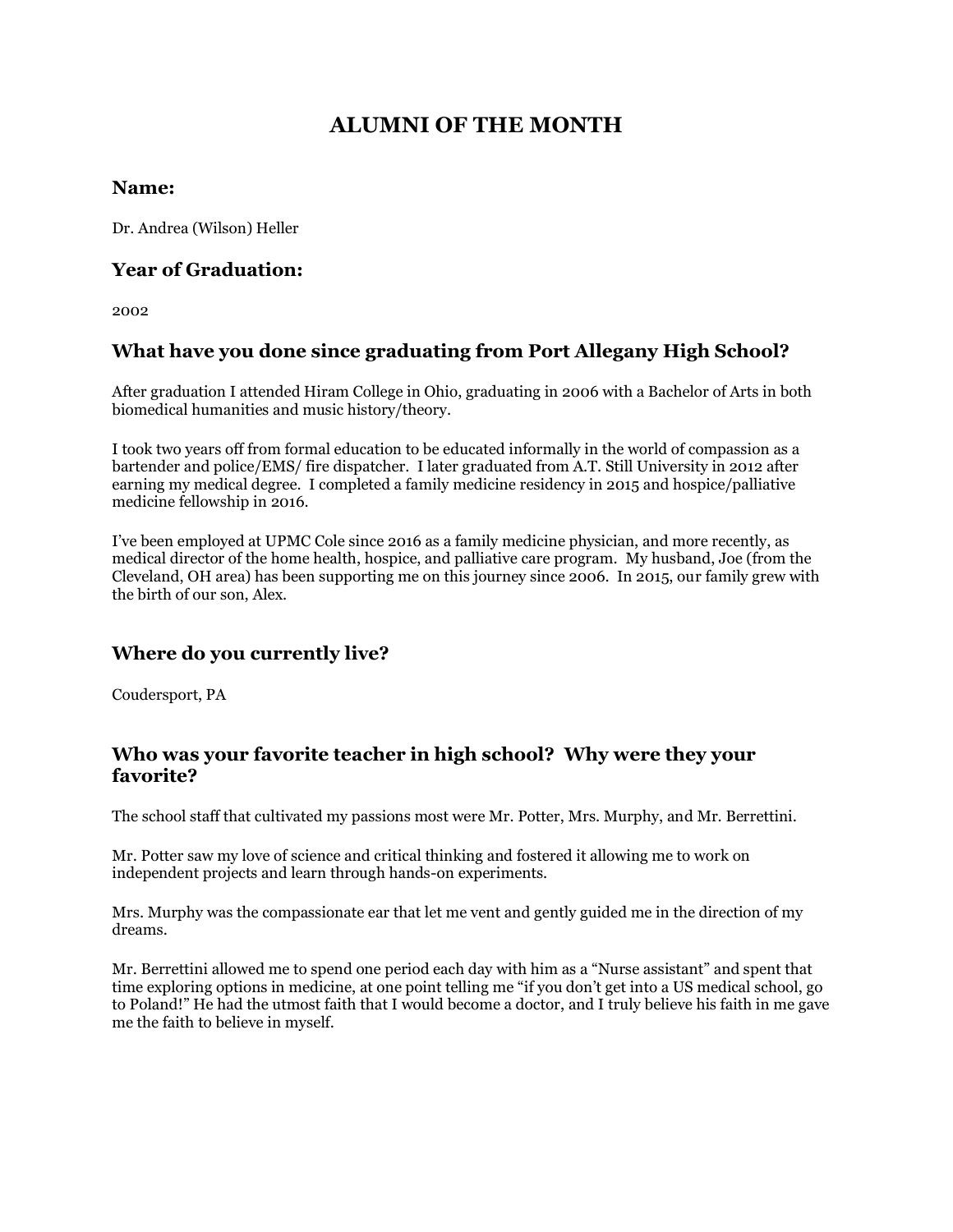# ALUMNI OF THE MONTH

## Name:

Dr. Andrea (Wilson) Heller

## Year of Graduation:

2002

## What have you done since graduating from Port Allegany High School?

After graduation I attended Hiram College in Ohio, graduating in 2006 with a Bachelor of Arts in both biomedical humanities and music history/theory.

I took two years off from formal education to be educated informally in the world of compassion as a bartender and police/EMS/ fire dispatcher. I later graduated from A.T. Still University in 2012 after earning my medical degree. I completed a family medicine residency in 2015 and hospice/palliative medicine fellowship in 2016.

I've been employed at UPMC Cole since 2016 as a family medicine physician, and more recently, as medical director of the home health, hospice, and palliative care program. My husband, Joe (from the Cleveland, OH area) has been supporting me on this journey since 2006. In 2015, our family grew with the birth of our son, Alex.

## Where do you currently live?

Coudersport, PA

## Who was your favorite teacher in high school? Why were they your favorite?

The school staff that cultivated my passions most were Mr. Potter, Mrs. Murphy, and Mr. Berrettini.

Mr. Potter saw my love of science and critical thinking and fostered it allowing me to work on independent projects and learn through hands-on experiments.

Mrs. Murphy was the compassionate ear that let me vent and gently guided me in the direction of my dreams.

Mr. Berrettini allowed me to spend one period each day with him as a "Nurse assistant" and spent that time exploring options in medicine, at one point telling me "if you don't get into a US medical school, go to Poland!" He had the utmost faith that I would become a doctor, and I truly believe his faith in me gave me the faith to believe in myself.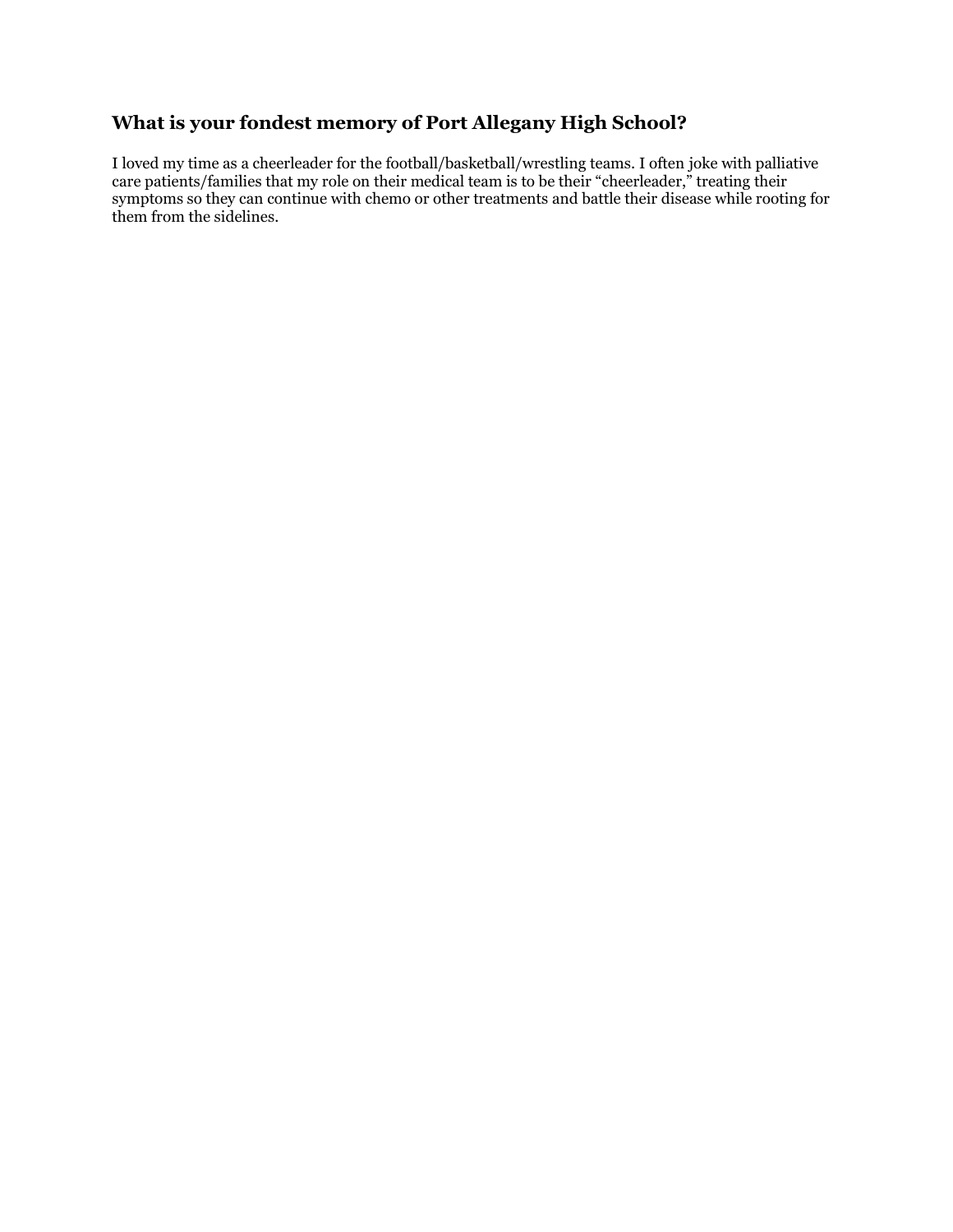### What is your fondest memory of Port Allegany High School?

I loved my time as a cheerleader for the football/basketball/wrestling teams. I often joke with palliative care patients/families that my role on their medical team is to be their "cheerleader," treating their symptoms so they can continue with chemo or other treatments and battle their disease while rooting for them from the sidelines.